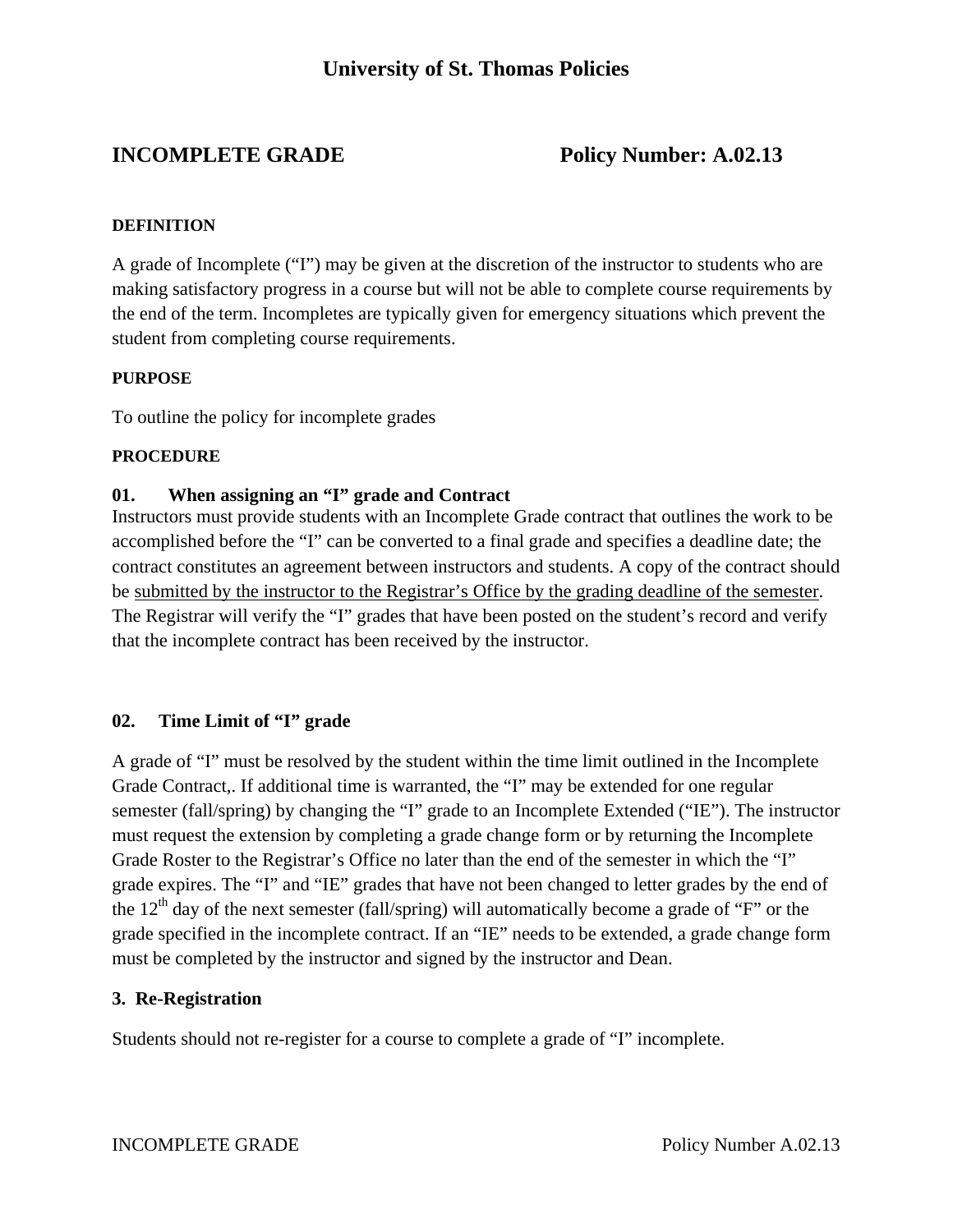# University of St. Thomas Policies

## INCOMPLETE GRADE Policy Number: A.02.13

**DEFINITION**

A grade of Incomplete ("I") may be given at the discretion of the instructor to students who are making satisfactory progress in a course but will not be able to complete course requirements by the end of the term. Incompletes are typically given for emergency situations which prevent the student from completing course requirements.

**PURPOSE**

To outline the policy for incomplete grades

**PROCEDURE**

**01. When assigning an "I" grade and Contract**

Instructors must provide students with an Incomplete Grade contract that outlines the work to be accomplished before the "I" can be converted to a final grade and specifies a deadline date; the contract constitutes an agreement between instructors and students. A copy of the contract should be submitted by the instructor to the Registrar's Office by the grading deadline of the semester. The Registrar will verify the "I" grades that have been posted on the student's record and verify that the incomplete contract has been received by the instructor.

**02. Time Limit of "I" grade**

A grade of "I" must be resolved by the student within the time limit outlined in the Incomplete Grade Contract,. If additional time is warranted, the "I" may be extended for one regular semester (fall/spring) by changing the "I" grade to an Incomplete Extended ("IE"). The instructor must request the extension by completing a grade change form or by returning the Incomplete Grade Roster to the Registrar's Office no later than the end of the semester in which the "I" grade expires. The "I" and "IE" grades that have not been changed to letter grades by the end of the 12th day of the next semester (fall/spring) will automatically become a grade of "F" or the grade specified in the incomplete contract. If an "IE" needs to be extended, a grade change form must be completed by the instructor and signed by the instructor and Dean.

**3. Re-Registration**

Students should not re-register for a course to complete a grade of "I" incomplete.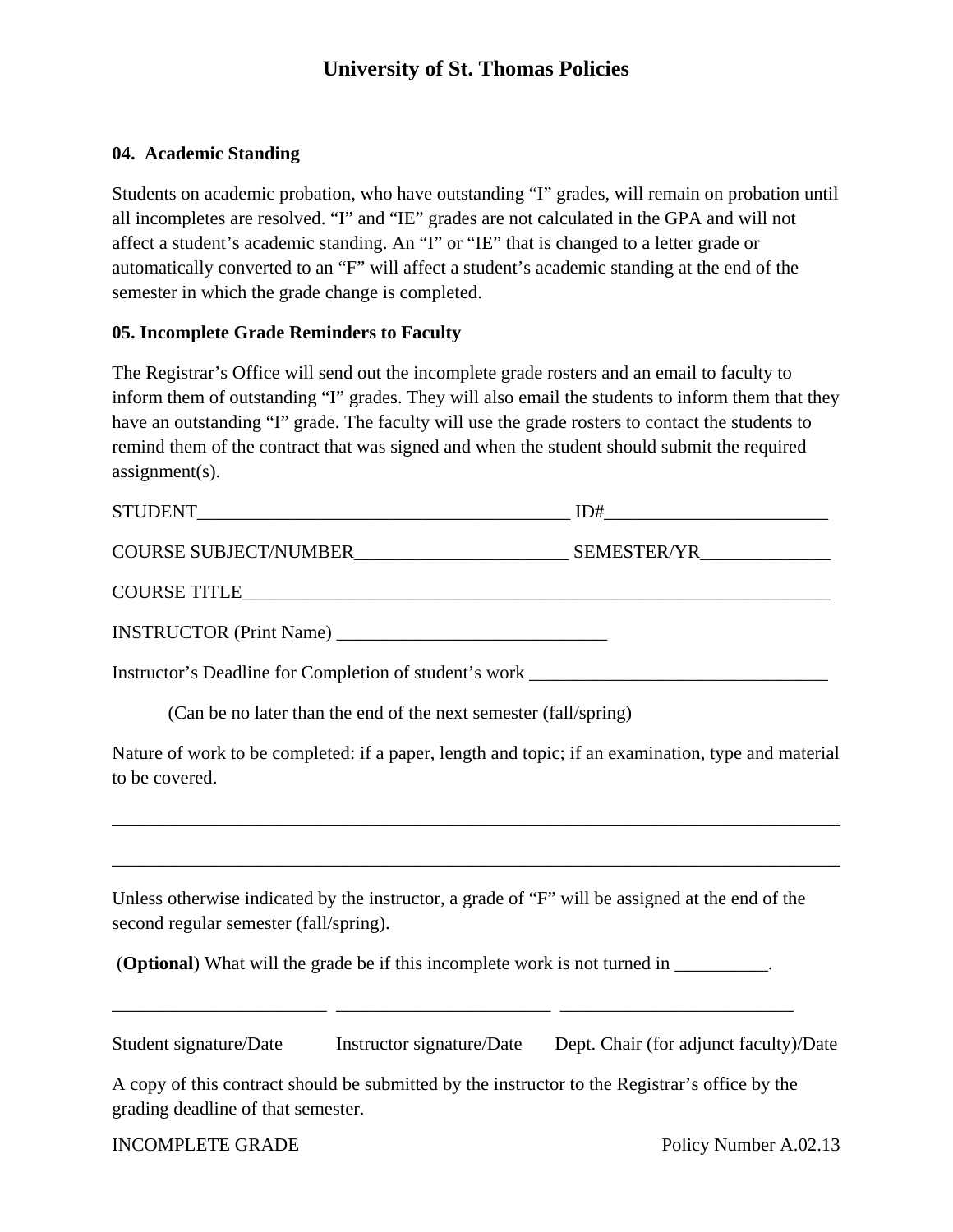### 04. Academic Standing

Students on academic probation, who have outstanding “I” grades, will remain on probation until all incompletes are resolved. “I” and “IE” grades are not calculated in the GPA and will not affect a student’s academic standing. An “I” or “IE” that is changed to a letter grade or automatically converted to an “F” will affect a student’s academic standing at the end of the semester in which the grade change is completed.

### 05. Incomplete Grade Reminders to Faculty

The Registrar’s Office will send out the incomplete grade rosters and an email to faculty to inform them of outstanding “I” grades. They will also email the students to inform them that they have an outstanding “I” grade. The faculty will use the grade rosters to contact the students to remind them of the contract that was signed and when the student should submit the required assignment(s).

STUDENT________________________________________ ID#________________________

COURSE SUBJECT/NUMBER_______________________ SEMESTER/YR______________

COURSE TITLE________________________________________________________________

INSTRUCTOR (Print Name) _____________________________

Instructor’s Deadline for Completion of student’s work ________________________________

(Can be no later than the end of the next semester (fall/spring)

Nature of work to be completed: if a paper, length and topic; if an examination, type and material to be covered.

________________________________________________________________________________

________________________________________________________________________________

Unless otherwise indicated by the instructor, a grade of “F” will be assigned at the end of the second regular semester (fall/spring).

(**Optional**) What will the grade be if this incomplete work is not turned in __________.

_______________________ _______________________ _________________________

Student signature/Date | Instructor signature/Date | Dept. Chair (for adjunct faculty)/Date

A copy of this contract should be submitted by the instructor to the Registrar’s office by the grading deadline of that semester.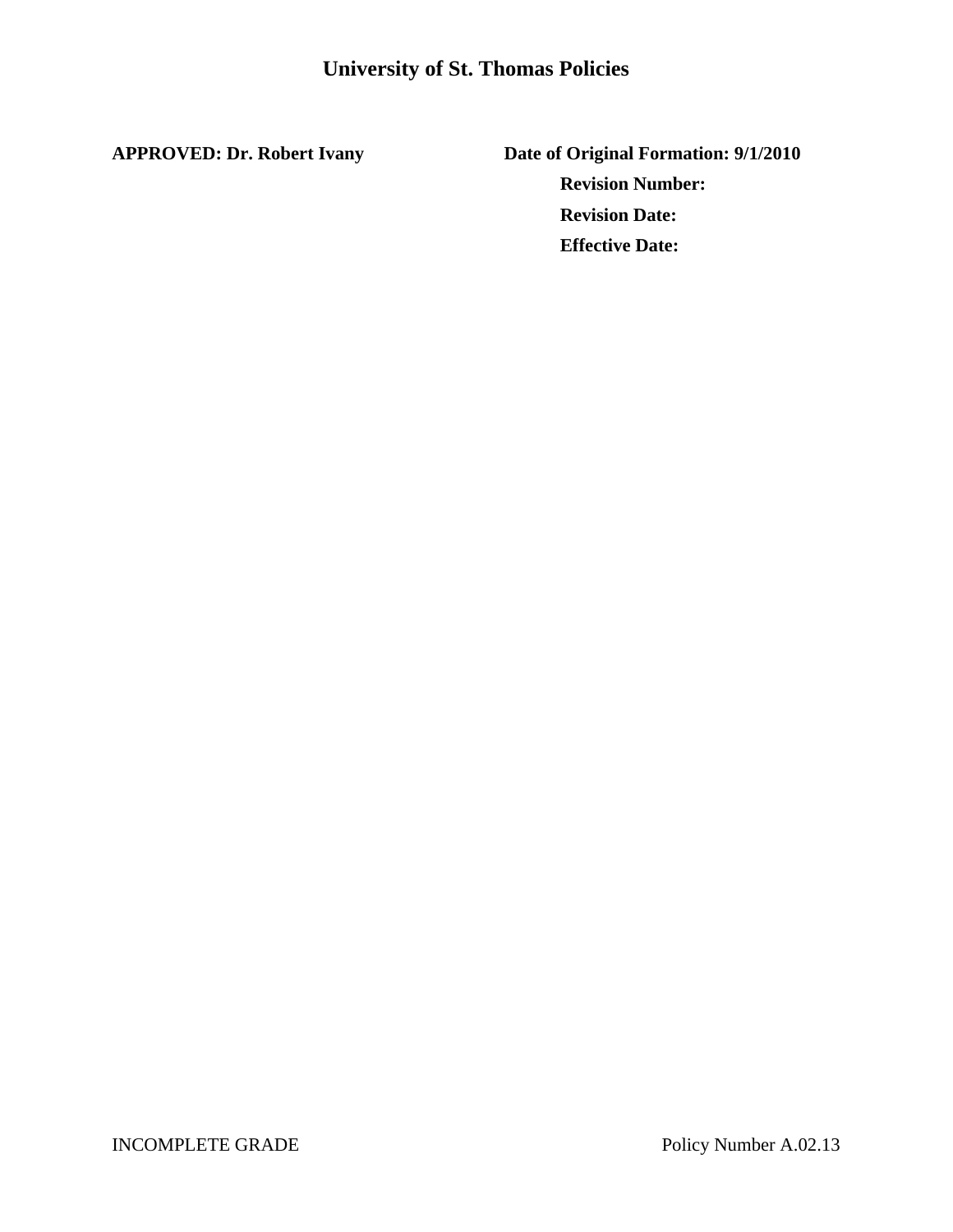# University of St. Thomas Policies

**APPROVED: Dr. Robert Ivany**

**Date of Original Formation: 9/1/2010**

**Revision Number:**

**Revision Date:**

**Effective Date:**